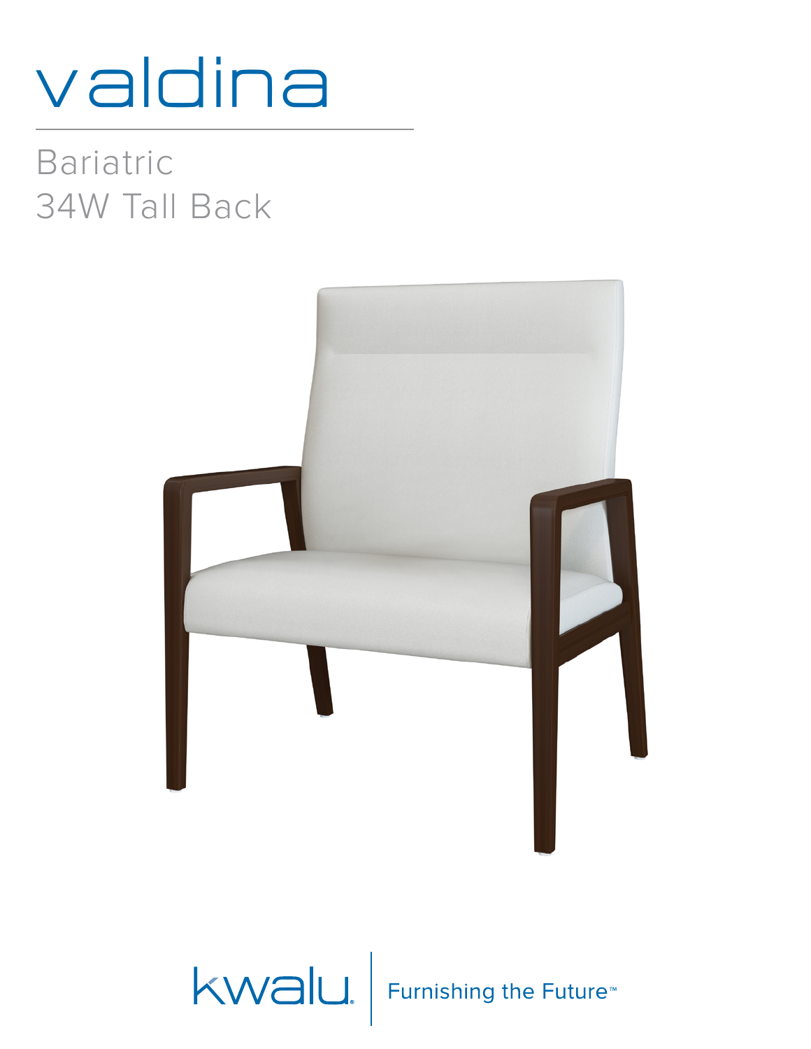# valdina

Bariatric
34W Tall Back

kwalu | Furnishing the Future™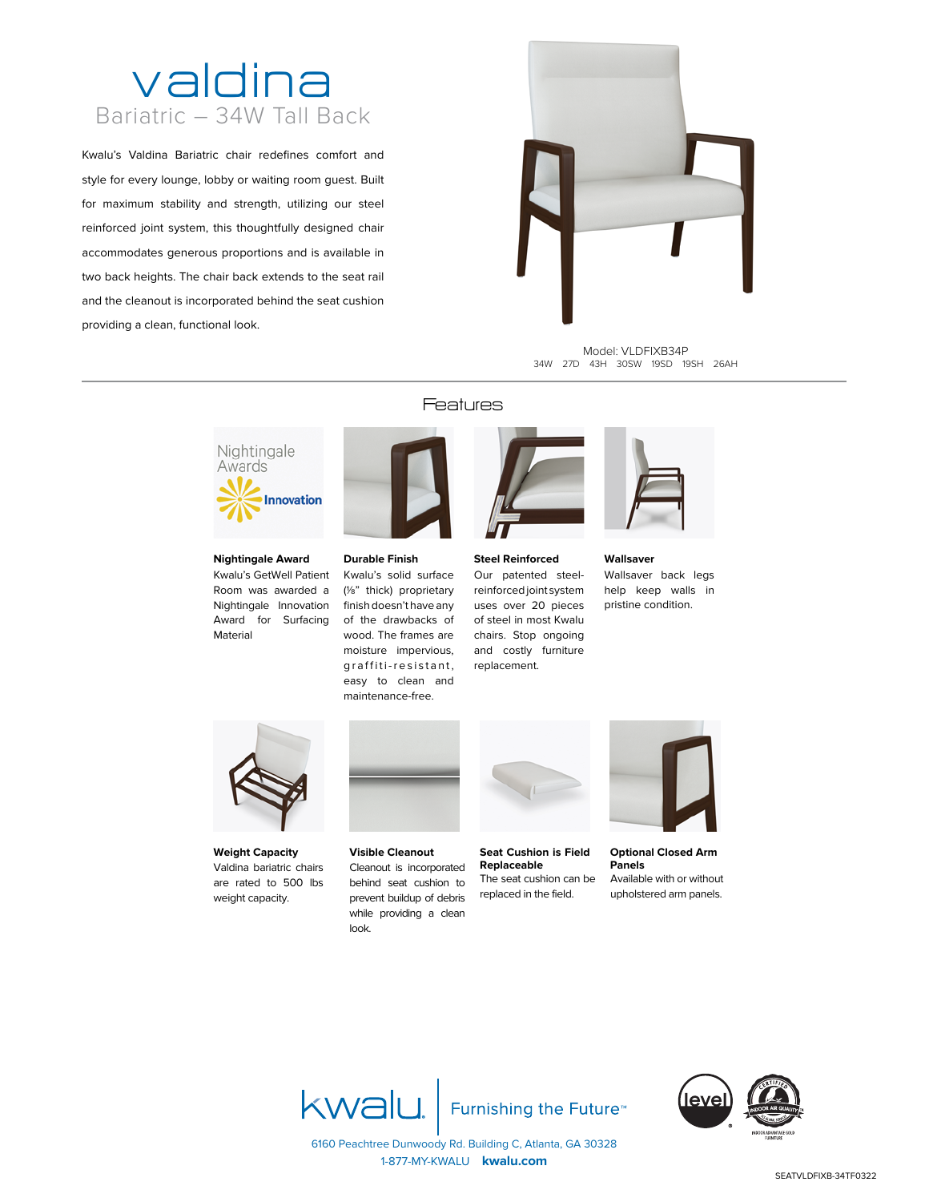# valdina

## Bariatric – 34W Tall Back

Kwalu's Valdina Bariatric chair redefines comfort and style for every lounge, lobby or waiting room guest. Built for maximum stability and strength, utilizing our steel reinforced joint system, this thoughtfully designed chair accommodates generous proportions and is available in two back heights. The chair back extends to the seat rail and the cleanout is incorporated behind the seat cushion providing a clean, functional look.

Model: VLDFIXB34P

34W 27D 43H 30SW 19SD 19SH 26AH

## Features

Nightingale Awards

Innovation

**Nightingale Award**
Kwalu's GetWell Patient Room was awarded a Nightingale Innovation Award for Surfacing Material

**Durable Finish**
Kwalu's solid surface (⅛" thick) proprietary finish doesn't have any of the drawbacks of wood. The frames are moisture impervious, graffiti-resistant, easy to clean and maintenance-free.

**Steel Reinforced**
Our patented steel-reinforced joint system uses over 20 pieces of steel in most Kwalu chairs. Stop ongoing and costly furniture replacement.

**Wallsaver**
Wallsaver back legs help keep walls in pristine condition.

**Weight Capacity**
Valdina bariatric chairs are rated to 500 lbs weight capacity.

**Visible Cleanout**
Cleanout is incorporated behind seat cushion to prevent buildup of debris while providing a clean look.

**Seat Cushion is Field Replaceable**
The seat cushion can be replaced in the field.

**Optional Closed Arm Panels**
Available with or without upholstered arm panels.

kwalu | Furnishing the Future™

level

CERTIFIED INDOOR AIR QUALITY

INDOOR ADVANTAGE GOLD FURNITURE

6160 Peachtree Dunwoody Rd. Building C, Atlanta, GA 30328

1-877-MY-KWALU **kwalu.com**

SEATVLDFIXB-34TF0322